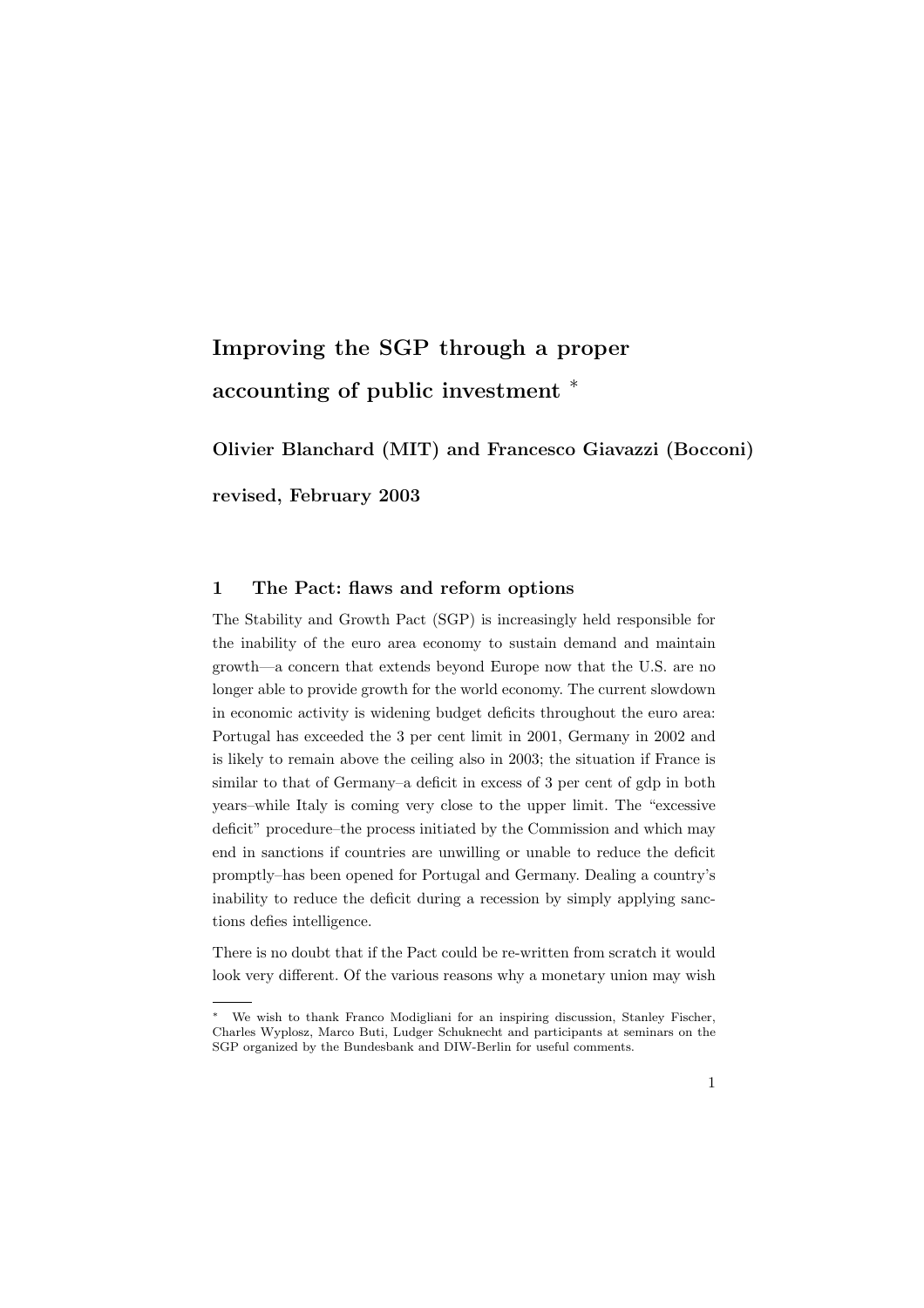# Improving the SGP through a proper accounting of public investment *

**Olivier Blanchard (MIT) and Francesco Giavazzi (Bocconi)**

**revised, February 2003**

## 1 The Pact: flaws and reform options

The Stability and Growth Pact (SGP) is increasingly held responsible for the inability of the euro area economy to sustain demand and maintain growth—a concern that extends beyond Europe now that the U.S. are no longer able to provide growth for the world economy. The current slowdown in economic activity is widening budget deficits throughout the euro area: Portugal has exceeded the 3 per cent limit in 2001, Germany in 2002 and is likely to remain above the ceiling also in 2003; the situation if France is similar to that of Germany–a deficit in excess of 3 per cent of gdp in both years–while Italy is coming very close to the upper limit. The "excessive deficit" procedure–the process initiated by the Commission and which may end in sanctions if countries are unwilling or unable to reduce the deficit promptly–has been opened for Portugal and Germany. Dealing a country's inability to reduce the deficit during a recession by simply applying sanctions defies intelligence.

There is no doubt that if the Pact could be re-written from scratch it would look very different. Of the various reasons why a monetary union may wish

---

* We wish to thank Franco Modigliani for an inspiring discussion, Stanley Fischer, Charles Wyplosz, Marco Buti, Ludger Schuknecht and participants at seminars on the SGP organized by the Bundesbank and DIW-Berlin for useful comments.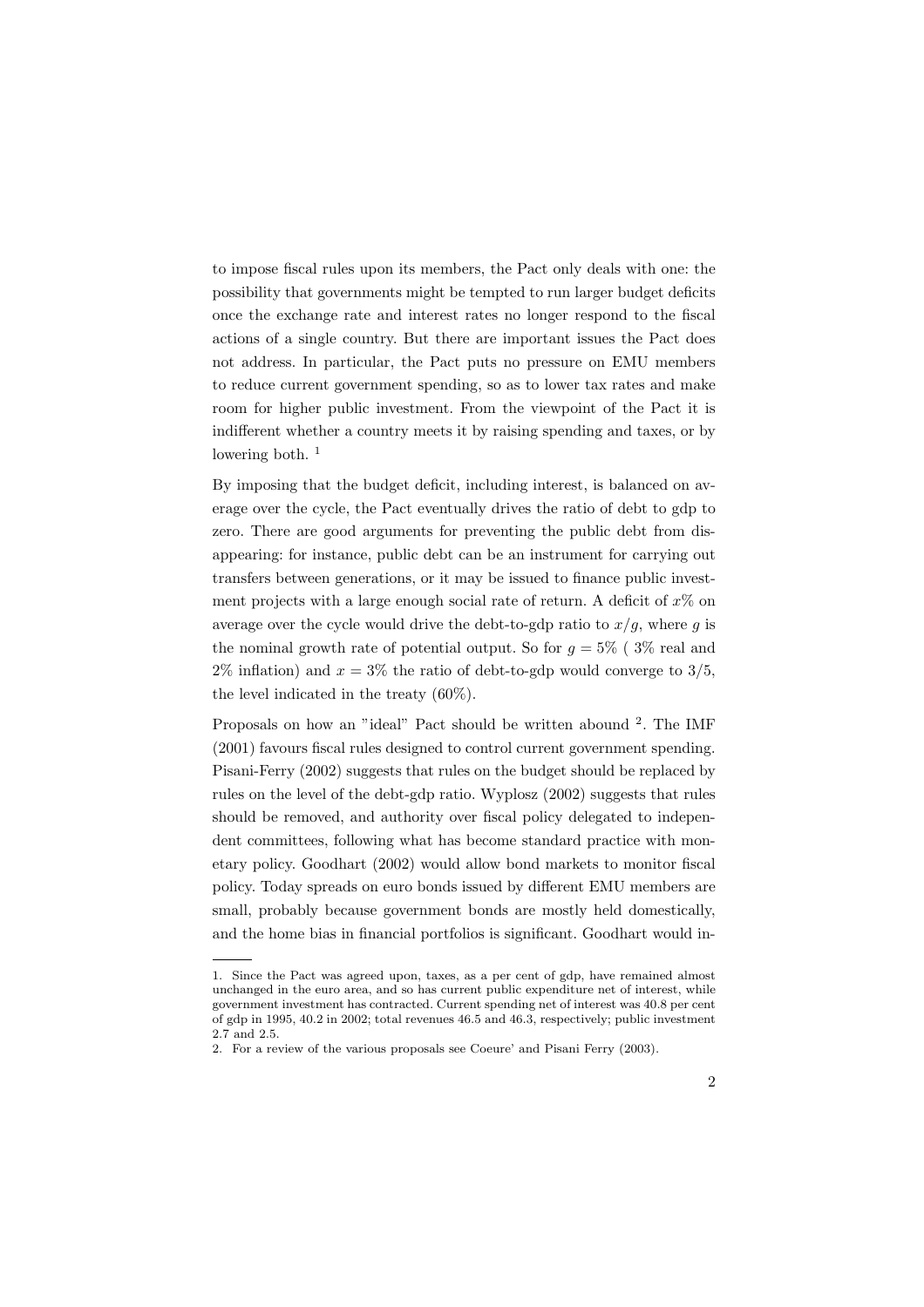to impose fiscal rules upon its members, the Pact only deals with one: the possibility that governments might be tempted to run larger budget deficits once the exchange rate and interest rates no longer respond to the fiscal actions of a single country. But there are important issues the Pact does not address. In particular, the Pact puts no pressure on EMU members to reduce current government spending, so as to lower tax rates and make room for higher public investment. From the viewpoint of the Pact it is indifferent whether a country meets it by raising spending and taxes, or by lowering both. [1]

By imposing that the budget deficit, including interest, is balanced on average over the cycle, the Pact eventually drives the ratio of debt to gdp to zero. There are good arguments for preventing the public debt from disappearing: for instance, public debt can be an instrument for carrying out transfers between generations, or it may be issued to finance public investment projects with a large enough social rate of return. A deficit of $x\%$ on average over the cycle would drive the debt-to-gdp ratio to $x/g$, where $g$ is the nominal growth rate of potential output. So for $g = 5\%$ ( 3% real and 2% inflation) and $x = 3\%$ the ratio of debt-to-gdp would converge to 3/5, the level indicated in the treaty (60%).

Proposals on how an "ideal" Pact should be written abound [2]. The IMF (2001) favours fiscal rules designed to control current government spending. Pisani-Ferry (2002) suggests that rules on the budget should be replaced by rules on the level of the debt-gdp ratio. Wyplosz (2002) suggests that rules should be removed, and authority over fiscal policy delegated to independent committees, following what has become standard practice with monetary policy. Goodhart (2002) would allow bond markets to monitor fiscal policy. Today spreads on euro bonds issued by different EMU members are small, probably because government bonds are mostly held domestically, and the home bias in financial portfolios is significant. Goodhart would in-

---

1. Since the Pact was agreed upon, taxes, as a per cent of gdp, have remained almost unchanged in the euro area, and so has current public expenditure net of interest, while government investment has contracted. Current spending net of interest was 40.8 per cent of gdp in 1995, 40.2 in 2002; total revenues 46.5 and 46.3, respectively; public investment 2.7 and 2.5.

2. For a review of the various proposals see Coeure' and Pisani Ferry (2003).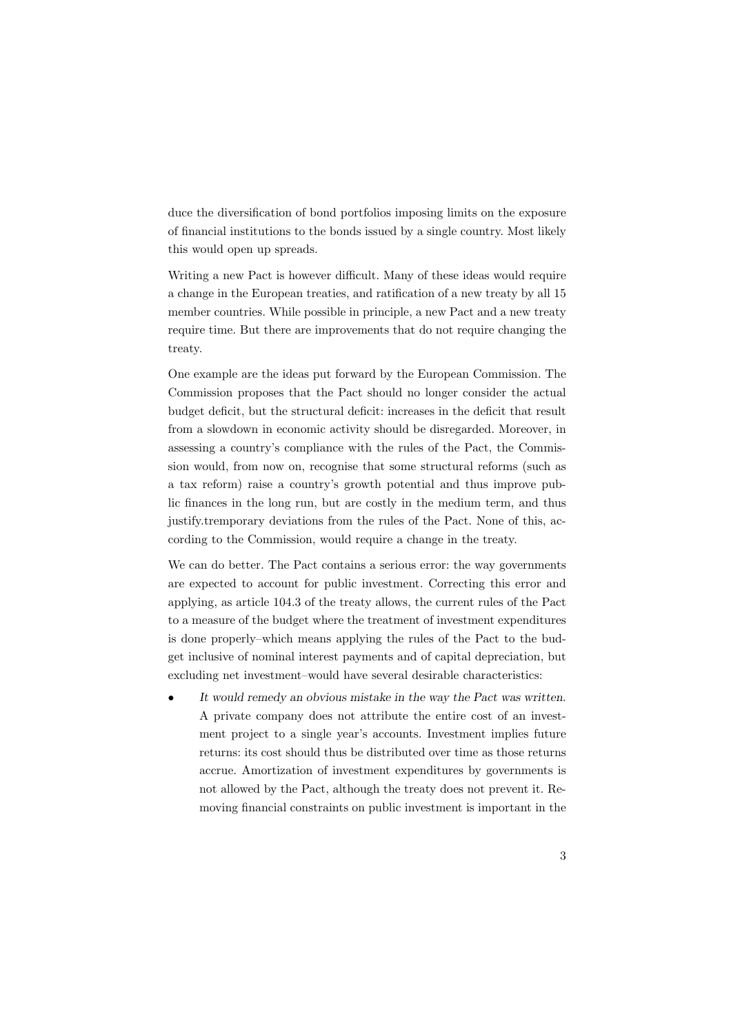duce the diversification of bond portfolios imposing limits on the exposure of financial institutions to the bonds issued by a single country. Most likely this would open up spreads.

Writing a new Pact is however difficult. Many of these ideas would require a change in the European treaties, and ratification of a new treaty by all 15 member countries. While possible in principle, a new Pact and a new treaty require time. But there are improvements that do not require changing the treaty.

One example are the ideas put forward by the European Commission. The Commission proposes that the Pact should no longer consider the actual budget deficit, but the structural deficit: increases in the deficit that result from a slowdown in economic activity should be disregarded. Moreover, in assessing a country's compliance with the rules of the Pact, the Commission would, from now on, recognise that some structural reforms (such as a tax reform) raise a country's growth potential and thus improve public finances in the long run, but are costly in the medium term, and thus justify.tremporary deviations from the rules of the Pact. None of this, according to the Commission, would require a change in the treaty.

We can do better. The Pact contains a serious error: the way governments are expected to account for public investment. Correcting this error and applying, as article 104.3 of the treaty allows, the current rules of the Pact to a measure of the budget where the treatment of investment expenditures is done properly–which means applying the rules of the Pact to the budget inclusive of nominal interest payments and of capital depreciation, but excluding net investment–would have several desirable characteristics:

- *It would remedy an obvious mistake in the way the Pact was written.* A private company does not attribute the entire cost of an investment project to a single year's accounts. Investment implies future returns: its cost should thus be distributed over time as those returns accrue. Amortization of investment expenditures by governments is not allowed by the Pact, although the treaty does not prevent it. Removing financial constraints on public investment is important in the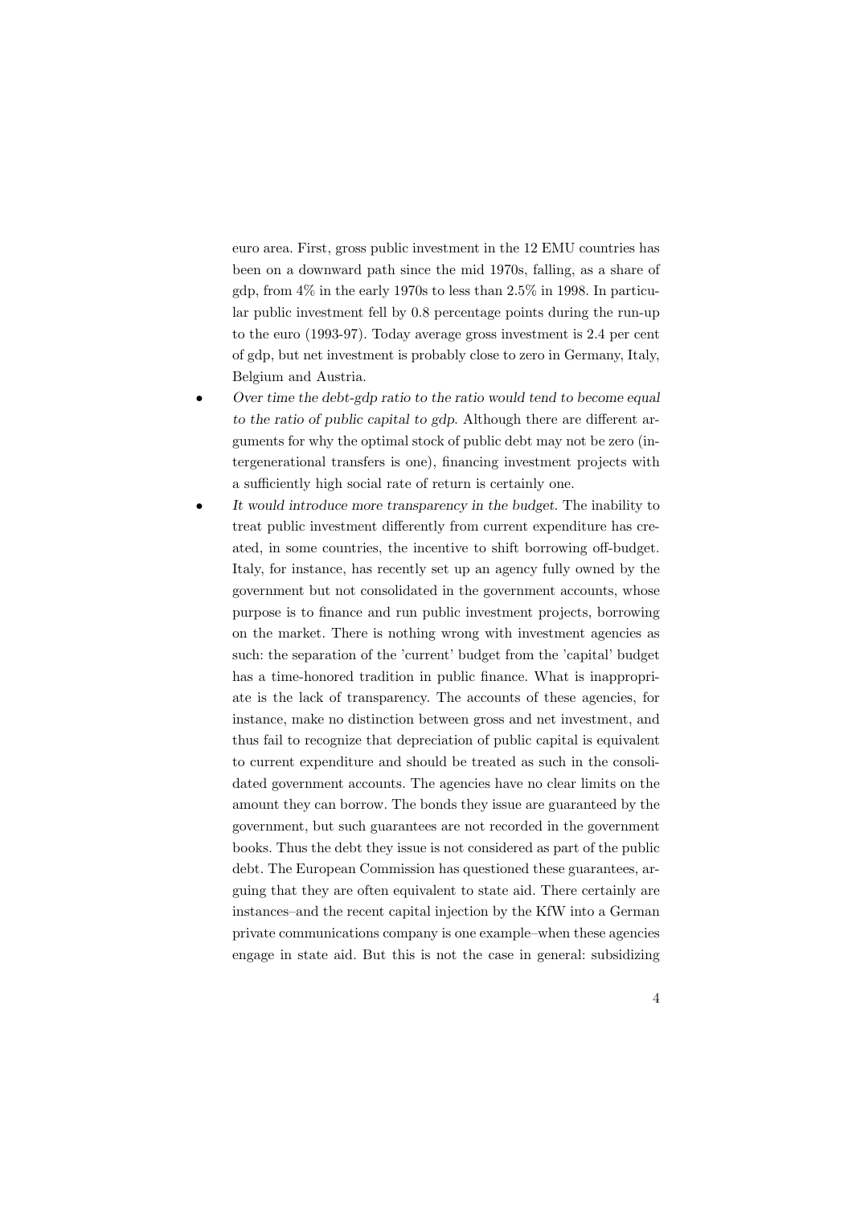euro area. First, gross public investment in the 12 EMU countries has been on a downward path since the mid 1970s, falling, as a share of gdp, from 4% in the early 1970s to less than 2.5% in 1998. In particular public investment fell by 0.8 percentage points during the run-up to the euro (1993-97). Today average gross investment is 2.4 per cent of gdp, but net investment is probably close to zero in Germany, Italy, Belgium and Austria.

- *Over time the debt-gdp ratio to the ratio would tend to become equal to the ratio of public capital to gdp*. Although there are different arguments for why the optimal stock of public debt may not be zero (intergenerational transfers is one), financing investment projects with a sufficiently high social rate of return is certainly one.
- *It would introduce more transparency in the budget*. The inability to treat public investment differently from current expenditure has created, in some countries, the incentive to shift borrowing off-budget. Italy, for instance, has recently set up an agency fully owned by the government but not consolidated in the government accounts, whose purpose is to finance and run public investment projects, borrowing on the market. There is nothing wrong with investment agencies as such: the separation of the 'current' budget from the 'capital' budget has a time-honored tradition in public finance. What is inappropriate is the lack of transparency. The accounts of these agencies, for instance, make no distinction between gross and net investment, and thus fail to recognize that depreciation of public capital is equivalent to current expenditure and should be treated as such in the consolidated government accounts. The agencies have no clear limits on the amount they can borrow. The bonds they issue are guaranteed by the government, but such guarantees are not recorded in the government books. Thus the debt they issue is not considered as part of the public debt. The European Commission has questioned these guarantees, arguing that they are often equivalent to state aid. There certainly are instances–and the recent capital injection by the KfW into a German private communications company is one example–when these agencies engage in state aid. But this is not the case in general: subsidizing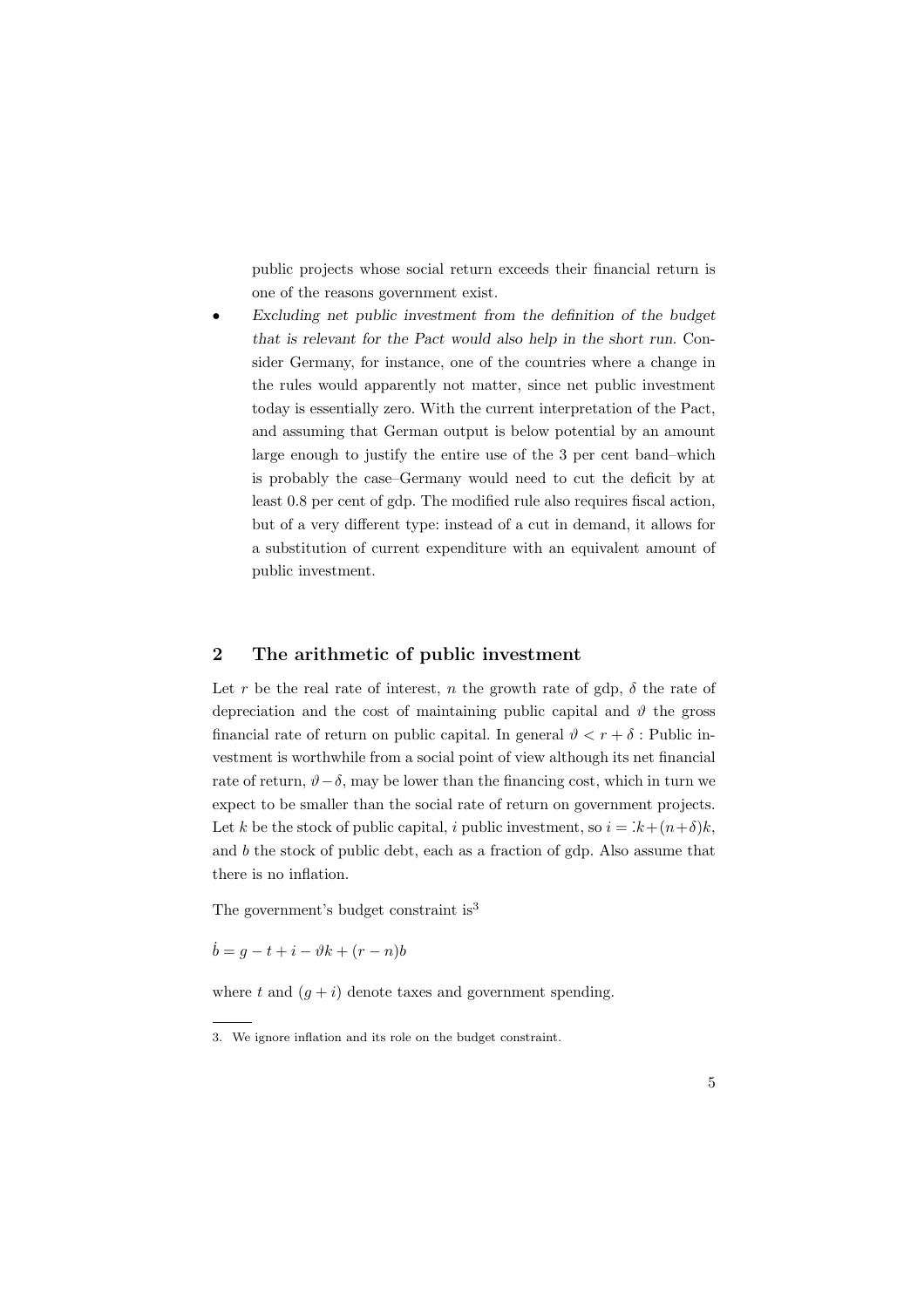public projects whose social return exceeds their financial return is one of the reasons government exist.

- *Excluding net public investment from the definition of the budget that is relevant for the Pact would also help in the short run.* Consider Germany, for instance, one of the countries where a change in the rules would apparently not matter, since net public investment today is essentially zero. With the current interpretation of the Pact, and assuming that German output is below potential by an amount large enough to justify the entire use of the 3 per cent band–which is probably the case–Germany would need to cut the deficit by at least 0.8 per cent of gdp. The modified rule also requires fiscal action, but of a very different type: instead of a cut in demand, it allows for a substitution of current expenditure with an equivalent amount of public investment.

## 2 The arithmetic of public investment

Let $r$ be the real rate of interest, $n$ the growth rate of gdp, $\delta$ the rate of depreciation and the cost of maintaining public capital and $\vartheta$ the gross financial rate of return on public capital. In general $\vartheta < r + \delta$ : Public investment is worthwhile from a social point of view although its net financial rate of return, $\vartheta - \delta$, may be lower than the financing cost, which in turn we expect to be smaller than the social rate of return on government projects. Let $k$ be the stock of public capital, $i$ public investment, so $i = \dot{k} + (n+\delta)k$, and $b$ the stock of public debt, each as a fraction of gdp. Also assume that there is no inflation.

The government's budget constraint is[3]

$$\dot{b} = g - t + i - \vartheta k + (r - n)b$$

where $t$ and $(g + i)$ denote taxes and government spending.

3. We ignore inflation and its role on the budget constraint.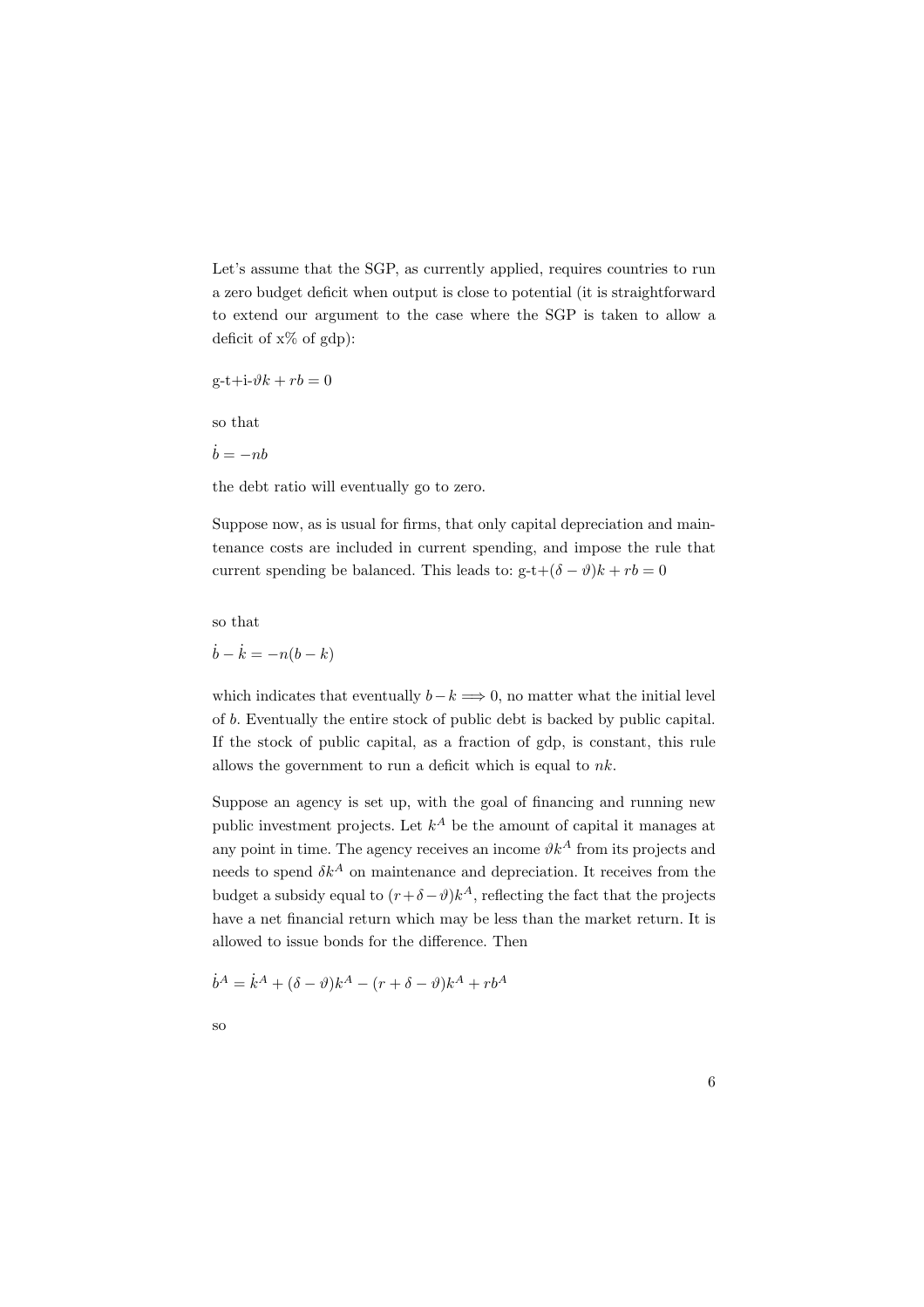Let's assume that the SGP, as currently applied, requires countries to run a zero budget deficit when output is close to potential (it is straightforward to extend our argument to the case where the SGP is taken to allow a deficit of x% of gdp):

$g-t+i-\vartheta k + rb = 0$

so that

$\dot{b} = -nb$

the debt ratio will eventually go to zero.

Suppose now, as is usual for firms, that only capital depreciation and maintenance costs are included in current spending, and impose the rule that current spending be balanced. This leads to: $g-t+(\delta - \vartheta)k + rb = 0$

so that

$\dot{b} - \dot{k} = -n(b - k)$

which indicates that eventually $b - k \Longrightarrow 0$, no matter what the initial level of $b$. Eventually the entire stock of public debt is backed by public capital. If the stock of public capital, as a fraction of gdp, is constant, this rule allows the government to run a deficit which is equal to $nk$.

Suppose an agency is set up, with the goal of financing and running new public investment projects. Let $k^A$ be the amount of capital it manages at any point in time. The agency receives an income $\vartheta k^A$ from its projects and needs to spend $\delta k^A$ on maintenance and depreciation. It receives from the budget a subsidy equal to $(r + \delta - \vartheta)k^A$, reflecting the fact that the projects have a net financial return which may be less than the market return. It is allowed to issue bonds for the difference. Then

$\dot{b}^A = \dot{k}^A + (\delta - \vartheta)k^A - (r + \delta - \vartheta)k^A + rb^A$

so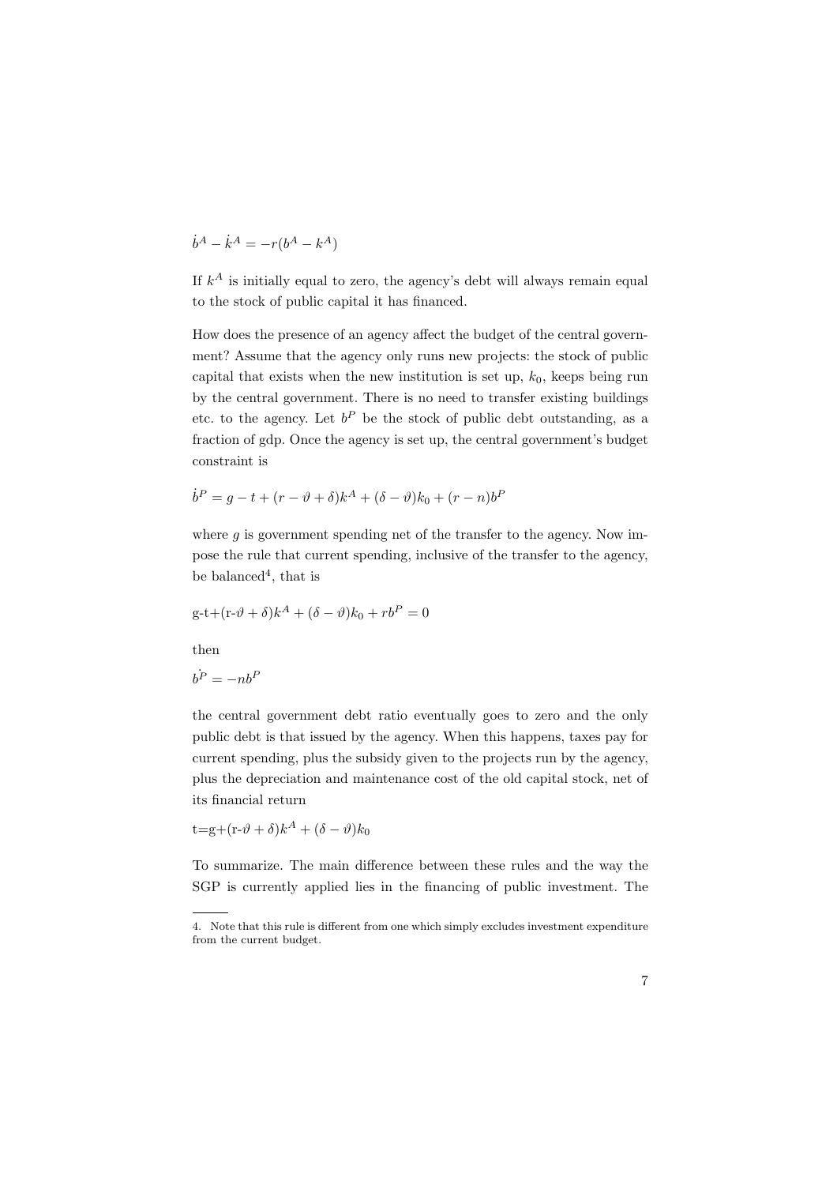$$\dot{b}^A - \dot{k}^A = -r(b^A - k^A)$$

If $k^A$ is initially equal to zero, the agency's debt will always remain equal to the stock of public capital it has financed.

How does the presence of an agency affect the budget of the central government? Assume that the agency only runs new projects: the stock of public capital that exists when the new institution is set up, $k_0$, keeps being run by the central government. There is no need to transfer existing buildings etc. to the agency. Let $b^P$ be the stock of public debt outstanding, as a fraction of gdp. Once the agency is set up, the central government's budget constraint is

$$\dot{b}^P = g - t + (r - \vartheta + \delta)k^A + (\delta - \vartheta)k_0 + (r - n)b^P$$

where $g$ is government spending net of the transfer to the agency. Now impose the rule that current spending, inclusive of the transfer to the agency, be balanced[4], that is

$$g - t + (r - \vartheta + \delta)k^A + (\delta - \vartheta)k_0 + rb^P = 0$$

then

$$\dot{b^P} = -nb^P$$

the central government debt ratio eventually goes to zero and the only public debt is that issued by the agency. When this happens, taxes pay for current spending, plus the subsidy given to the projects run by the agency, plus the depreciation and maintenance cost of the old capital stock, net of its financial return

$$t = g + (r - \vartheta + \delta)k^A + (\delta - \vartheta)k_0$$

To summarize. The main difference between these rules and the way the SGP is currently applied lies in the financing of public investment. The

4. Note that this rule is different from one which simply excludes investment expenditure from the current budget.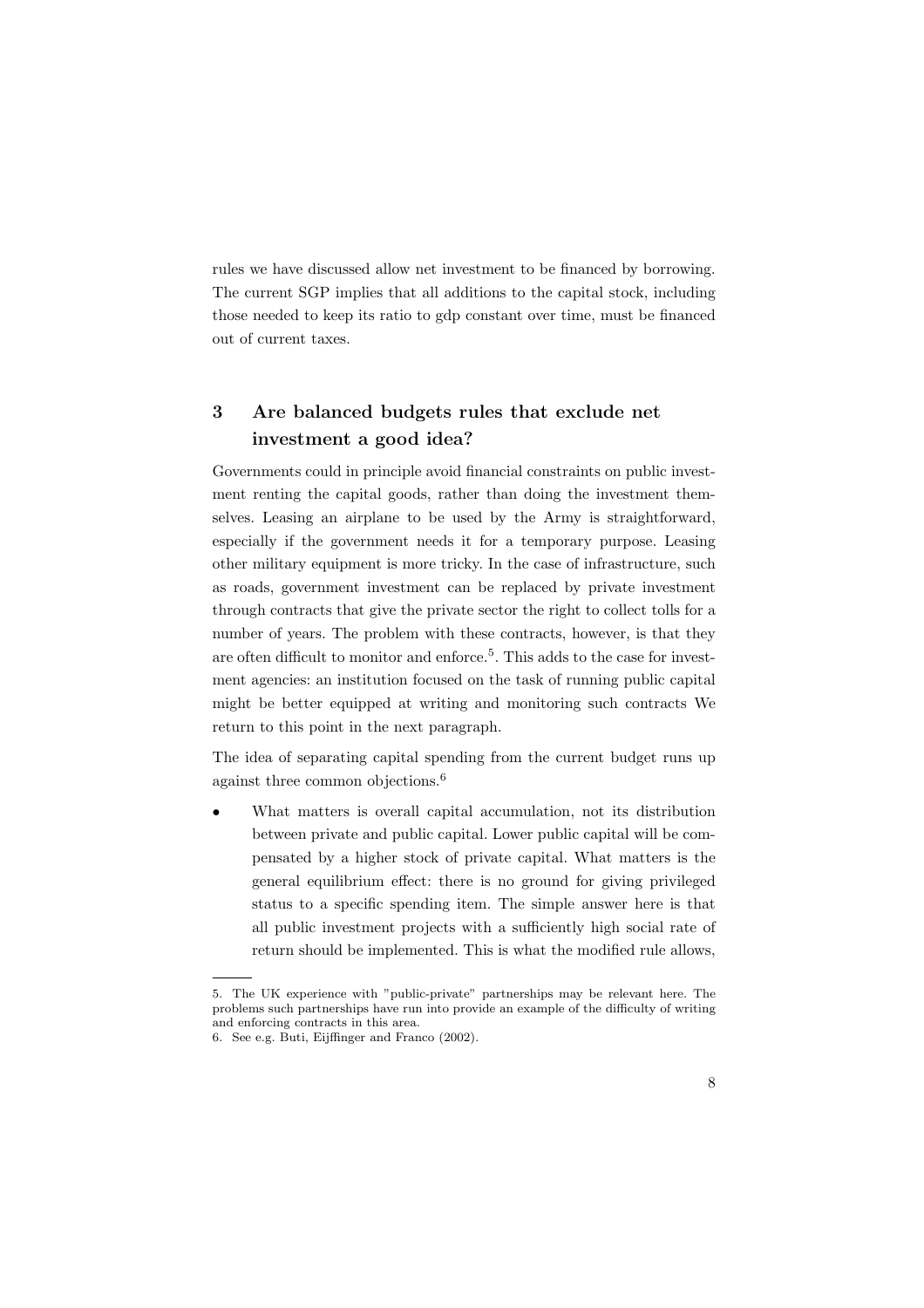rules we have discussed allow net investment to be financed by borrowing. The current SGP implies that all additions to the capital stock, including those needed to keep its ratio to gdp constant over time, must be financed out of current taxes.

## 3 Are balanced budgets rules that exclude net investment a good idea?

Governments could in principle avoid financial constraints on public investment renting the capital goods, rather than doing the investment themselves. Leasing an airplane to be used by the Army is straightforward, especially if the government needs it for a temporary purpose. Leasing other military equipment is more tricky. In the case of infrastructure, such as roads, government investment can be replaced by private investment through contracts that give the private sector the right to collect tolls for a number of years. The problem with these contracts, however, is that they are often difficult to monitor and enforce.[5]. This adds to the case for investment agencies: an institution focused on the task of running public capital might be better equipped at writing and monitoring such contracts We return to this point in the next paragraph.

The idea of separating capital spending from the current budget runs up against three common objections.[6]

- What matters is overall capital accumulation, not its distribution between private and public capital. Lower public capital will be compensated by a higher stock of private capital. What matters is the general equilibrium effect: there is no ground for giving privileged status to a specific spending item. The simple answer here is that all public investment projects with a sufficiently high social rate of return should be implemented. This is what the modified rule allows,

---

5. The UK experience with "public-private" partnerships may be relevant here. The problems such partnerships have run into provide an example of the difficulty of writing and enforcing contracts in this area.

6. See e.g. Buti, Eijffinger and Franco (2002).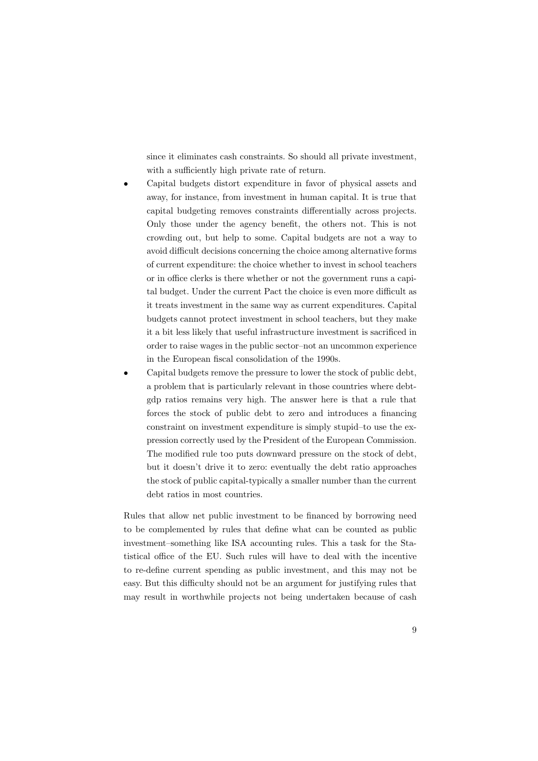since it eliminates cash constraints. So should all private investment, with a sufficiently high private rate of return.

- Capital budgets distort expenditure in favor of physical assets and away, for instance, from investment in human capital. It is true that capital budgeting removes constraints differentially across projects. Only those under the agency benefit, the others not. This is not crowding out, but help to some. Capital budgets are not a way to avoid difficult decisions concerning the choice among alternative forms of current expenditure: the choice whether to invest in school teachers or in office clerks is there whether or not the government runs a capital budget. Under the current Pact the choice is even more difficult as it treats investment in the same way as current expenditures. Capital budgets cannot protect investment in school teachers, but they make it a bit less likely that useful infrastructure investment is sacrificed in order to raise wages in the public sector–not an uncommon experience in the European fiscal consolidation of the 1990s.
- Capital budgets remove the pressure to lower the stock of public debt, a problem that is particularly relevant in those countries where debt-gdp ratios remains very high. The answer here is that a rule that forces the stock of public debt to zero and introduces a financing constraint on investment expenditure is simply stupid–to use the expression correctly used by the President of the European Commission. The modified rule too puts downward pressure on the stock of debt, but it doesn't drive it to zero: eventually the debt ratio approaches the stock of public capital-typically a smaller number than the current debt ratios in most countries.

Rules that allow net public investment to be financed by borrowing need to be complemented by rules that define what can be counted as public investment–something like ISA accounting rules. This a task for the Statistical office of the EU. Such rules will have to deal with the incentive to re-define current spending as public investment, and this may not be easy. But this difficulty should not be an argument for justifying rules that may result in worthwhile projects not being undertaken because of cash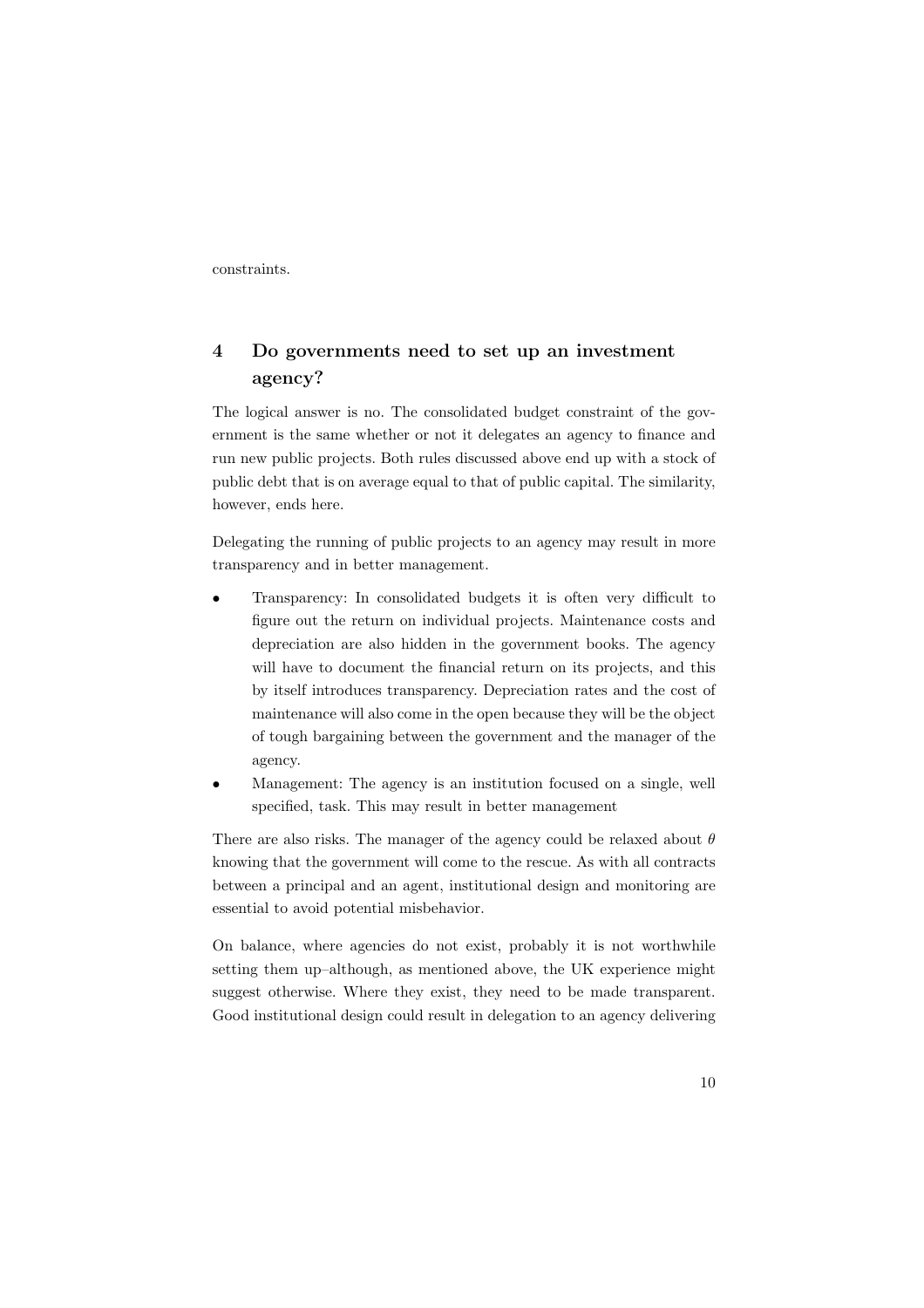constraints.

## 4 Do governments need to set up an investment agency?

The logical answer is no. The consolidated budget constraint of the government is the same whether or not it delegates an agency to finance and run new public projects. Both rules discussed above end up with a stock of public debt that is on average equal to that of public capital. The similarity, however, ends here.

Delegating the running of public projects to an agency may result in more transparency and in better management.

- Transparency: In consolidated budgets it is often very difficult to figure out the return on individual projects. Maintenance costs and depreciation are also hidden in the government books. The agency will have to document the financial return on its projects, and this by itself introduces transparency. Depreciation rates and the cost of maintenance will also come in the open because they will be the object of tough bargaining between the government and the manager of the agency.
- Management: The agency is an institution focused on a single, well specified, task. This may result in better management

There are also risks. The manager of the agency could be relaxed about $\theta$ knowing that the government will come to the rescue. As with all contracts between a principal and an agent, institutional design and monitoring are essential to avoid potential misbehavior.

On balance, where agencies do not exist, probably it is not worthwhile setting them up–although, as mentioned above, the UK experience might suggest otherwise. Where they exist, they need to be made transparent. Good institutional design could result in delegation to an agency delivering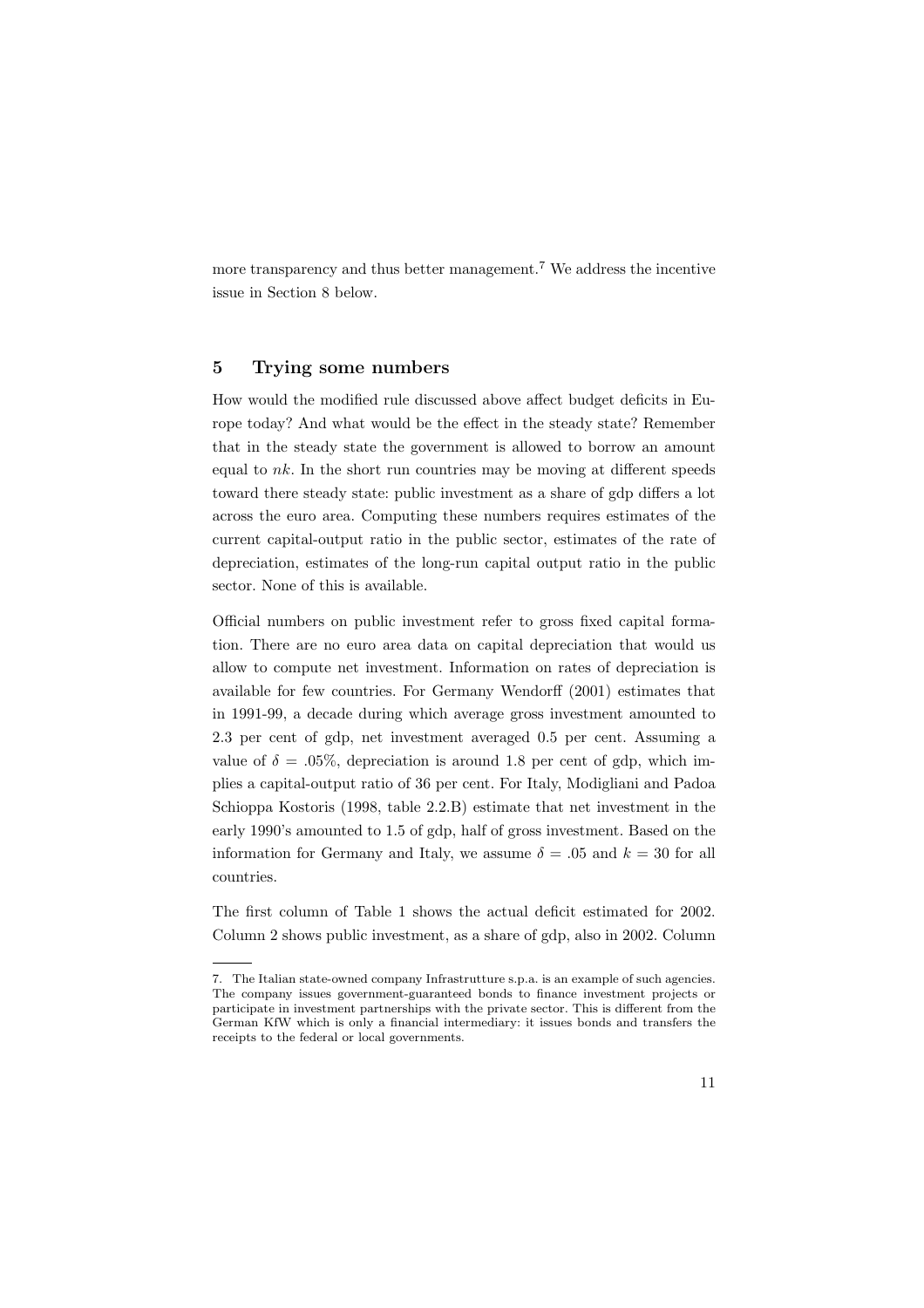more transparency and thus better management.[7] We address the incentive issue in Section 8 below.

## 5 Trying some numbers

How would the modified rule discussed above affect budget deficits in Europe today? And what would be the effect in the steady state? Remember that in the steady state the government is allowed to borrow an amount equal to $nk$. In the short run countries may be moving at different speeds toward there steady state: public investment as a share of gdp differs a lot across the euro area. Computing these numbers requires estimates of the current capital-output ratio in the public sector, estimates of the rate of depreciation, estimates of the long-run capital output ratio in the public sector. None of this is available.

Official numbers on public investment refer to gross fixed capital formation. There are no euro area data on capital depreciation that would us allow to compute net investment. Information on rates of depreciation is available for few countries. For Germany Wendorff (2001) estimates that in 1991-99, a decade during which average gross investment amounted to 2.3 per cent of gdp, net investment averaged 0.5 per cent. Assuming a value of $\delta = .05\%$, depreciation is around 1.8 per cent of gdp, which implies a capital-output ratio of 36 per cent. For Italy, Modigliani and Padoa Schioppa Kostoris (1998, table 2.2.B) estimate that net investment in the early 1990's amounted to 1.5 of gdp, half of gross investment. Based on the information for Germany and Italy, we assume $\delta = .05$ and $k = 30$ for all countries.

The first column of Table 1 shows the actual deficit estimated for 2002. Column 2 shows public investment, as a share of gdp, also in 2002. Column

---

7. The Italian state-owned company Infrastrutture s.p.a. is an example of such agencies. The company issues government-guaranteed bonds to finance investment projects or participate in investment partnerships with the private sector. This is different from the German KfW which is only a financial intermediary: it issues bonds and transfers the receipts to the federal or local governments.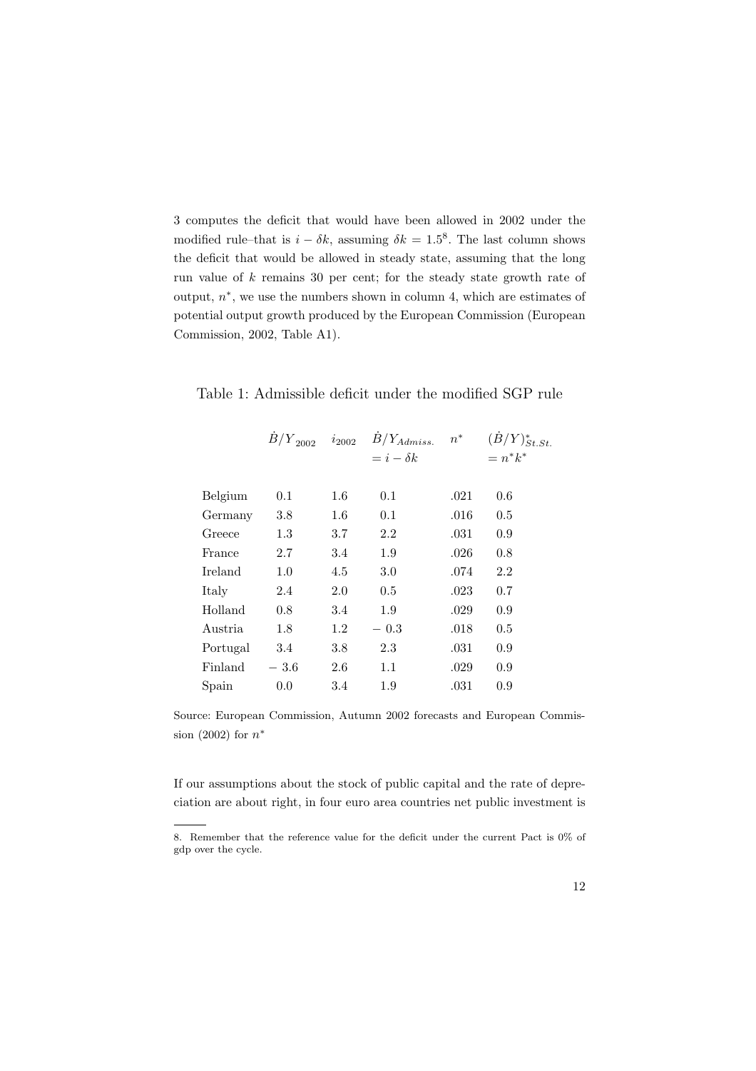3 computes the deficit that would have been allowed in 2002 under the modified rule–that is $i - \delta k$, assuming $\delta k = 1.5$[8]. The last column shows the deficit that would be allowed in steady state, assuming that the long run value of $k$ remains 30 per cent; for the steady state growth rate of output, $n^*$, we use the numbers shown in column 4, which are estimates of potential output growth produced by the European Commission (European Commission, 2002, Table A1).

Table 1: Admissible deficit under the modified SGP rule

| | $\dot{B}/Y_{2002}$ | $i_{2002}$ | $\dot{B}/Y_{Admiss.}$ $= i - \delta k$ | $n^*$ | $(\dot{B}/Y)^*_{St.St.}$ $= n^* k^*$ |
|---|---|---|---|---|---|
| Belgium | 0.1 | 1.6 | 0.1 | .021 | 0.6 |
| Germany | 3.8 | 1.6 | 0.1 | .016 | 0.5 |
| Greece | 1.3 | 3.7 | 2.2 | .031 | 0.9 |
| France | 2.7 | 3.4 | 1.9 | .026 | 0.8 |
| Ireland | 1.0 | 4.5 | 3.0 | .074 | 2.2 |
| Italy | 2.4 | 2.0 | 0.5 | .023 | 0.7 |
| Holland | 0.8 | 3.4 | 1.9 | .029 | 0.9 |
| Austria | 1.8 | 1.2 | − 0.3 | .018 | 0.5 |
| Portugal | 3.4 | 3.8 | 2.3 | .031 | 0.9 |
| Finland | − 3.6 | 2.6 | 1.1 | .029 | 0.9 |
| Spain | 0.0 | 3.4 | 1.9 | .031 | 0.9 |

Source: European Commission, Autumn 2002 forecasts and European Commission (2002) for $n^*$

If our assumptions about the stock of public capital and the rate of depreciation are about right, in four euro area countries net public investment is

8. Remember that the reference value for the deficit under the current Pact is 0% of gdp over the cycle.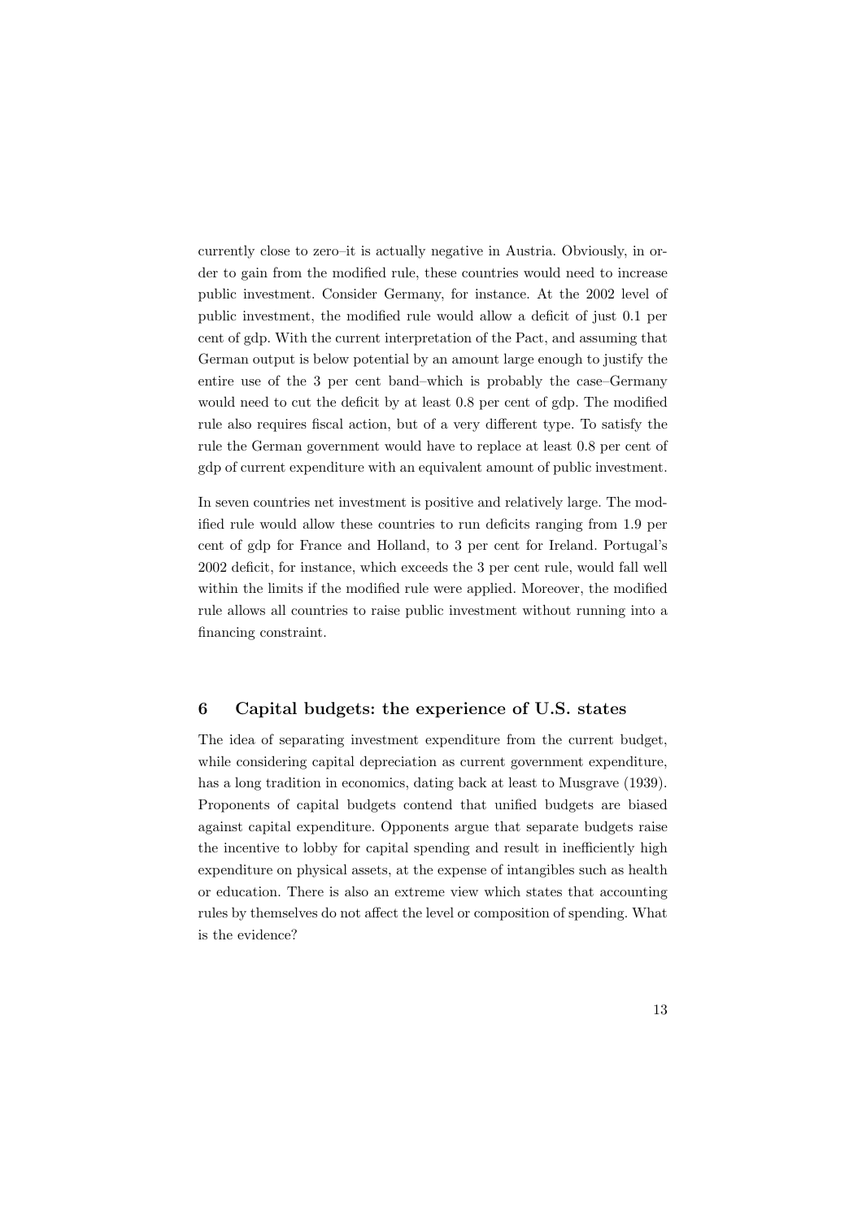currently close to zero–it is actually negative in Austria. Obviously, in order to gain from the modified rule, these countries would need to increase public investment. Consider Germany, for instance. At the 2002 level of public investment, the modified rule would allow a deficit of just 0.1 per cent of gdp. With the current interpretation of the Pact, and assuming that German output is below potential by an amount large enough to justify the entire use of the 3 per cent band–which is probably the case–Germany would need to cut the deficit by at least 0.8 per cent of gdp. The modified rule also requires fiscal action, but of a very different type. To satisfy the rule the German government would have to replace at least 0.8 per cent of gdp of current expenditure with an equivalent amount of public investment.

In seven countries net investment is positive and relatively large. The modified rule would allow these countries to run deficits ranging from 1.9 per cent of gdp for France and Holland, to 3 per cent for Ireland. Portugal's 2002 deficit, for instance, which exceeds the 3 per cent rule, would fall well within the limits if the modified rule were applied. Moreover, the modified rule allows all countries to raise public investment without running into a financing constraint.

## 6 Capital budgets: the experience of U.S. states

The idea of separating investment expenditure from the current budget, while considering capital depreciation as current government expenditure, has a long tradition in economics, dating back at least to Musgrave (1939). Proponents of capital budgets contend that unified budgets are biased against capital expenditure. Opponents argue that separate budgets raise the incentive to lobby for capital spending and result in inefficiently high expenditure on physical assets, at the expense of intangibles such as health or education. There is also an extreme view which states that accounting rules by themselves do not affect the level or composition of spending. What is the evidence?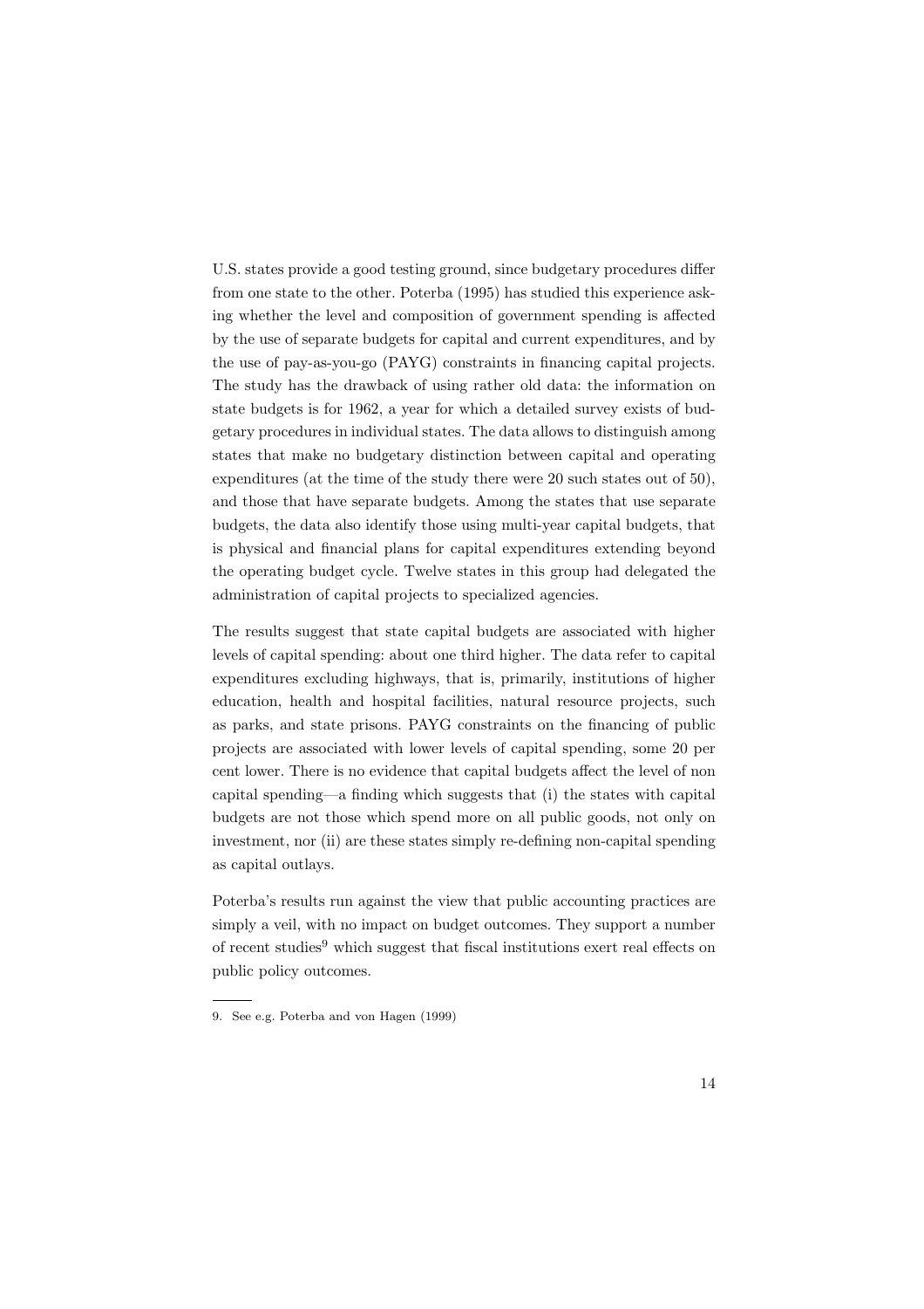U.S. states provide a good testing ground, since budgetary procedures differ from one state to the other. Poterba (1995) has studied this experience asking whether the level and composition of government spending is affected by the use of separate budgets for capital and current expenditures, and by the use of pay-as-you-go (PAYG) constraints in financing capital projects. The study has the drawback of using rather old data: the information on state budgets is for 1962, a year for which a detailed survey exists of budgetary procedures in individual states. The data allows to distinguish among states that make no budgetary distinction between capital and operating expenditures (at the time of the study there were 20 such states out of 50), and those that have separate budgets. Among the states that use separate budgets, the data also identify those using multi-year capital budgets, that is physical and financial plans for capital expenditures extending beyond the operating budget cycle. Twelve states in this group had delegated the administration of capital projects to specialized agencies.

The results suggest that state capital budgets are associated with higher levels of capital spending: about one third higher. The data refer to capital expenditures excluding highways, that is, primarily, institutions of higher education, health and hospital facilities, natural resource projects, such as parks, and state prisons. PAYG constraints on the financing of public projects are associated with lower levels of capital spending, some 20 per cent lower. There is no evidence that capital budgets affect the level of non capital spending—a finding which suggests that (i) the states with capital budgets are not those which spend more on all public goods, not only on investment, nor (ii) are these states simply re-defining non-capital spending as capital outlays.

Poterba's results run against the view that public accounting practices are simply a veil, with no impact on budget outcomes. They support a number of recent studies[9] which suggest that fiscal institutions exert real effects on public policy outcomes.

---

9. See e.g. Poterba and von Hagen (1999)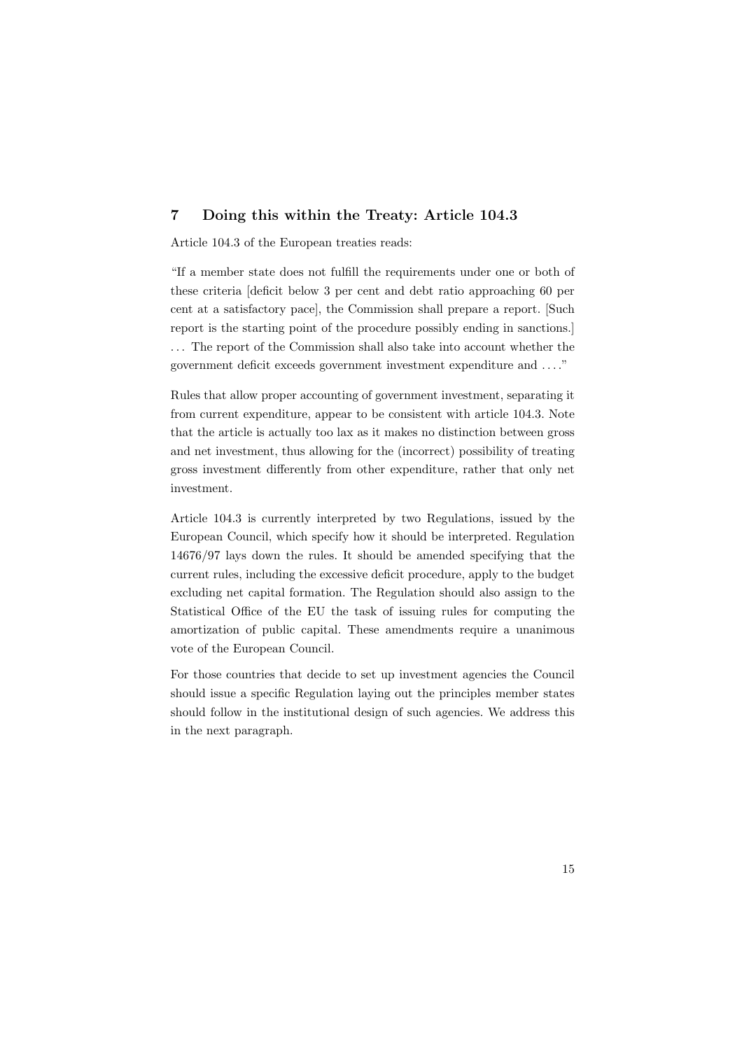## 7 Doing this within the Treaty: Article 104.3

Article 104.3 of the European treaties reads:

"If a member state does not fulfill the requirements under one or both of these criteria [deficit below 3 per cent and debt ratio approaching 60 per cent at a satisfactory pace], the Commission shall prepare a report. [Such report is the starting point of the procedure possibly ending in sanctions.] ... The report of the Commission shall also take into account whether the government deficit exceeds government investment expenditure and ... ."

Rules that allow proper accounting of government investment, separating it from current expenditure, appear to be consistent with article 104.3. Note that the article is actually too lax as it makes no distinction between gross and net investment, thus allowing for the (incorrect) possibility of treating gross investment differently from other expenditure, rather that only net investment.

Article 104.3 is currently interpreted by two Regulations, issued by the European Council, which specify how it should be interpreted. Regulation 14676/97 lays down the rules. It should be amended specifying that the current rules, including the excessive deficit procedure, apply to the budget excluding net capital formation. The Regulation should also assign to the Statistical Office of the EU the task of issuing rules for computing the amortization of public capital. These amendments require a unanimous vote of the European Council.

For those countries that decide to set up investment agencies the Council should issue a specific Regulation laying out the principles member states should follow in the institutional design of such agencies. We address this in the next paragraph.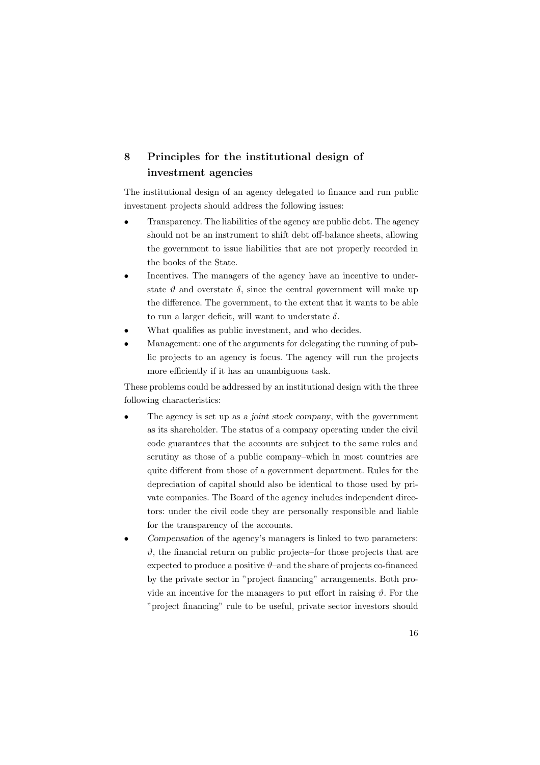## 8 Principles for the institutional design of investment agencies

The institutional design of an agency delegated to finance and run public investment projects should address the following issues:

- Transparency. The liabilities of the agency are public debt. The agency should not be an instrument to shift debt off-balance sheets, allowing the government to issue liabilities that are not properly recorded in the books of the State.
- Incentives. The managers of the agency have an incentive to understate $\vartheta$ and overstate $\delta$, since the central government will make up the difference. The government, to the extent that it wants to be able to run a larger deficit, will want to understate $\delta$.
- What qualifies as public investment, and who decides.
- Management: one of the arguments for delegating the running of public projects to an agency is focus. The agency will run the projects more efficiently if it has an unambiguous task.

These problems could be addressed by an institutional design with the three following characteristics:

- The agency is set up as *a joint stock company*, with the government as its shareholder. The status of a company operating under the civil code guarantees that the accounts are subject to the same rules and scrutiny as those of a public company–which in most countries are quite different from those of a government department. Rules for the depreciation of capital should also be identical to those used by private companies. The Board of the agency includes independent directors: under the civil code they are personally responsible and liable for the transparency of the accounts.
- *Compensation* of the agency's managers is linked to two parameters: $\vartheta$, the financial return on public projects–for those projects that are expected to produce a positive $\vartheta$–and the share of projects co-financed by the private sector in "project financing" arrangements. Both provide an incentive for the managers to put effort in raising $\vartheta$. For the "project financing" rule to be useful, private sector investors should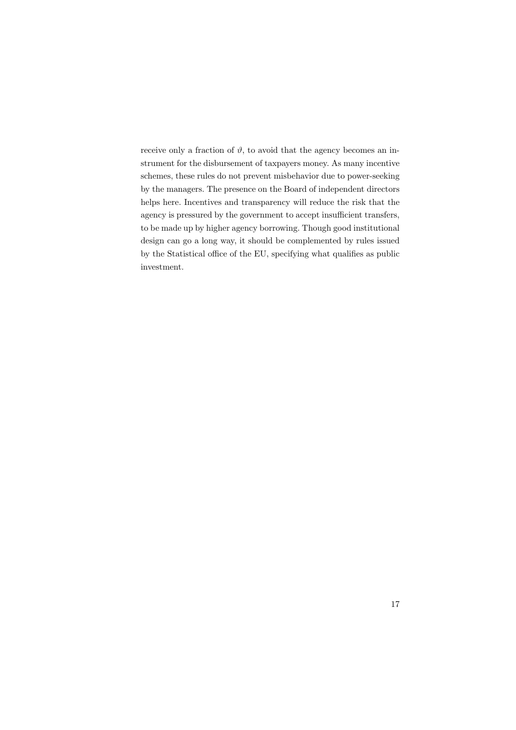receive only a fraction of $\vartheta$, to avoid that the agency becomes an instrument for the disbursement of taxpayers money. As many incentive schemes, these rules do not prevent misbehavior due to power-seeking by the managers. The presence on the Board of independent directors helps here. Incentives and transparency will reduce the risk that the agency is pressured by the government to accept insufficient transfers, to be made up by higher agency borrowing. Though good institutional design can go a long way, it should be complemented by rules issued by the Statistical office of the EU, specifying what qualifies as public investment.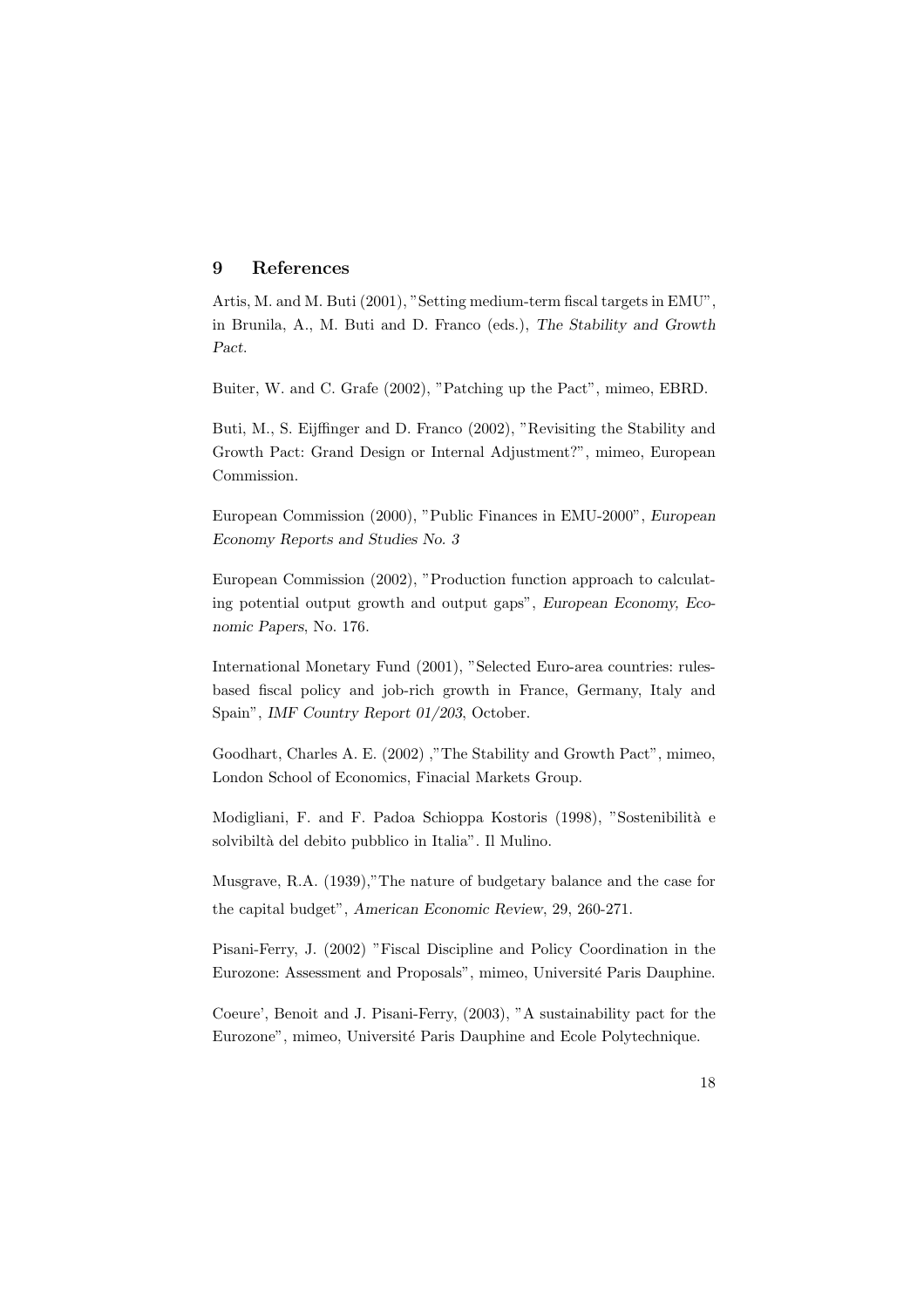## 9 References

Artis, M. and M. Buti (2001), "Setting medium-term fiscal targets in EMU", in Brunila, A., M. Buti and D. Franco (eds.), *The Stability and Growth Pact*.

Buiter, W. and C. Grafe (2002), "Patching up the Pact", mimeo, EBRD.

Buti, M., S. Eijffinger and D. Franco (2002), "Revisiting the Stability and Growth Pact: Grand Design or Internal Adjustment?", mimeo, European Commission.

European Commission (2000), "Public Finances in EMU-2000", *European Economy Reports and Studies No. 3*

European Commission (2002), "Production function approach to calculating potential output growth and output gaps", *European Economy, Economic Papers*, No. 176.

International Monetary Fund (2001), "Selected Euro-area countries: rules-based fiscal policy and job-rich growth in France, Germany, Italy and Spain", *IMF Country Report 01/203*, October.

Goodhart, Charles A. E. (2002) ,"The Stability and Growth Pact", mimeo, London School of Economics, Finacial Markets Group.

Modigliani, F. and F. Padoa Schioppa Kostoris (1998), "Sostenibilità e solvibiltà del debito pubblico in Italia". Il Mulino.

Musgrave, R.A. (1939),"The nature of budgetary balance and the case for the capital budget", *American Economic Review*, 29, 260-271.

Pisani-Ferry, J. (2002) "Fiscal Discipline and Policy Coordination in the Eurozone: Assessment and Proposals", mimeo, Université Paris Dauphine.

Coeure', Benoit and J. Pisani-Ferry, (2003), "A sustainability pact for the Eurozone", mimeo, Université Paris Dauphine and Ecole Polytechnique.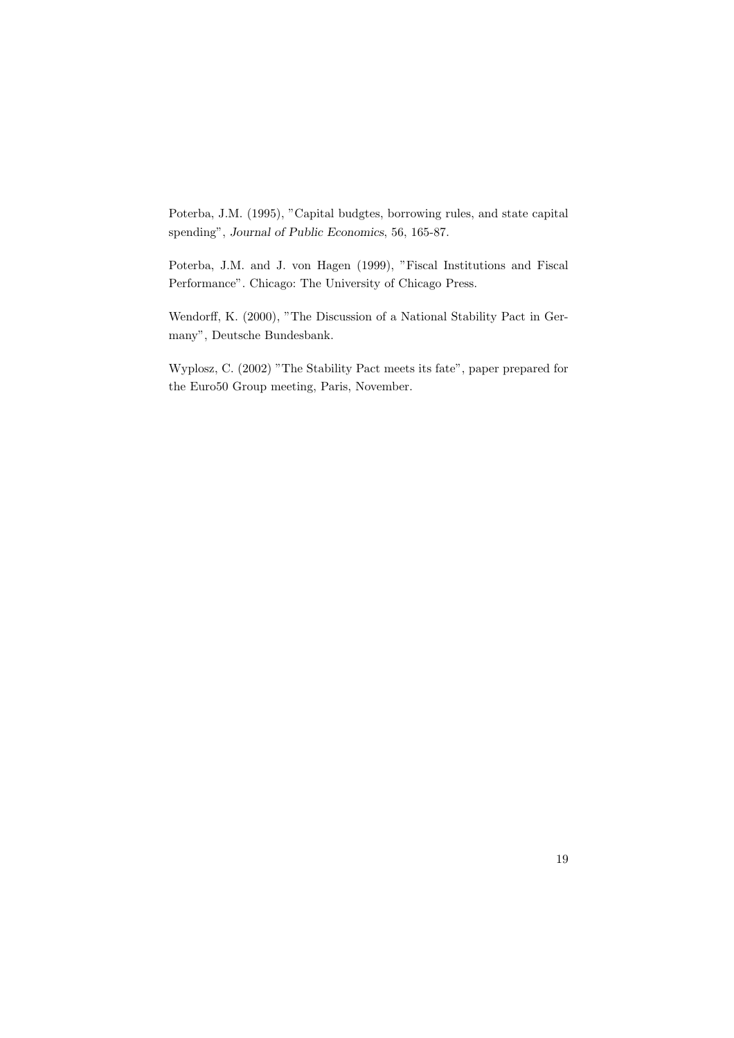Poterba, J.M. (1995), "Capital budgtes, borrowing rules, and state capital spending", *Journal of Public Economics*, 56, 165-87.

Poterba, J.M. and J. von Hagen (1999), "Fiscal Institutions and Fiscal Performance". Chicago: The University of Chicago Press.

Wendorff, K. (2000), "The Discussion of a National Stability Pact in Germany", Deutsche Bundesbank.

Wyplosz, C. (2002) "The Stability Pact meets its fate", paper prepared for the Euro50 Group meeting, Paris, November.